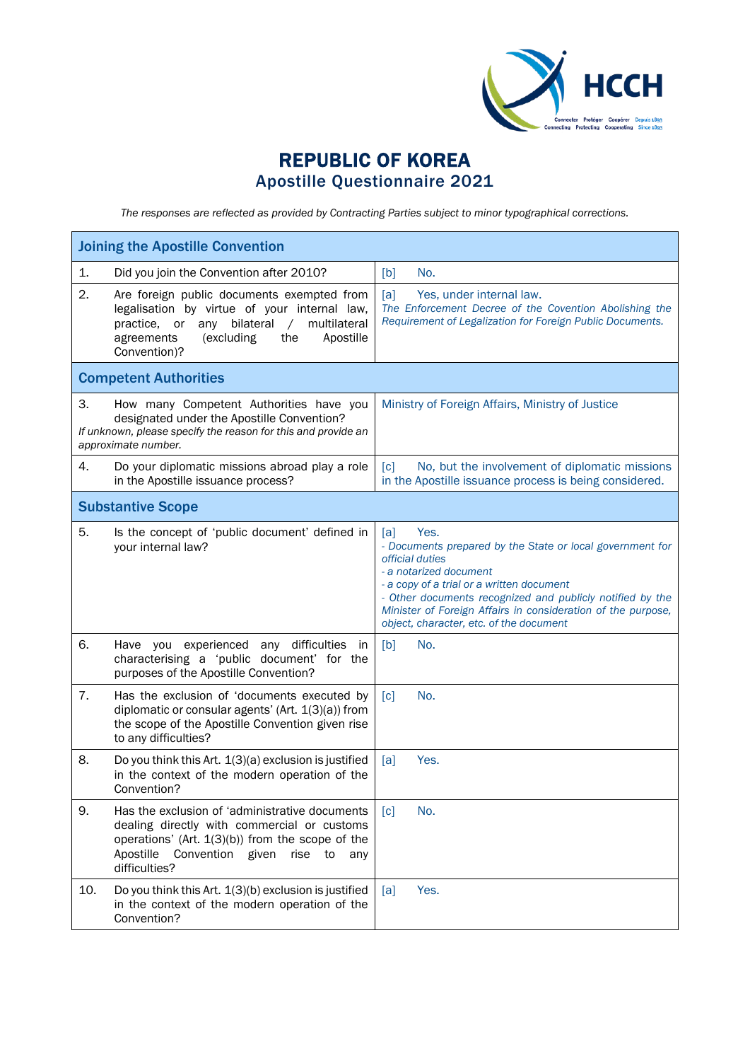# REPUBLIC OF KOREA
## Apostille Questionnaire 2021

*The responses are reflected as provided by Contracting Parties subject to minor typographical corrections.*

| **Joining the Apostille Convention** | | |
|---|---|---|
| 1. | Did you join the Convention after 2010? | [b] No. |
| 2. | Are foreign public documents exempted from legalisation by virtue of your internal law, practice, or any bilateral / multilateral agreements (excluding the Apostille Convention)? | [a] Yes, under internal law. *The Enforcement Decree of the Covention Abolishing the Requirement of Legalization for Foreign Public Documents.* |
| **Competent Authorities** | | |
| 3. | How many Competent Authorities have you designated under the Apostille Convention? *If unknown, please specify the reason for this and provide an approximate number.* | Ministry of Foreign Affairs, Ministry of Justice |
| 4. | Do your diplomatic missions abroad play a role in the Apostille issuance process? | [c] No, but the involvement of diplomatic missions in the Apostille issuance process is being considered. |
| **Substantive Scope** | | |
| 5. | Is the concept of 'public document' defined in your internal law? | [a] Yes. *- Documents prepared by the State or local government for official duties* *- a notarized document* *- a copy of a trial or a written document* *- Other documents recognized and publicly notified by the Minister of Foreign Affairs in consideration of the purpose, object, character, etc. of the document* |
| 6. | Have you experienced any difficulties in characterising a 'public document' for the purposes of the Apostille Convention? | [b] No. |
| 7. | Has the exclusion of 'documents executed by diplomatic or consular agents' (Art. 1(3)(a)) from the scope of the Apostille Convention given rise to any difficulties? | [c] No. |
| 8. | Do you think this Art. 1(3)(a) exclusion is justified in the context of the modern operation of the Convention? | [a] Yes. |
| 9. | Has the exclusion of 'administrative documents dealing directly with commercial or customs operations' (Art. 1(3)(b)) from the scope of the Apostille Convention given rise to any difficulties? | [c] No. |
| 10. | Do you think this Art. 1(3)(b) exclusion is justified in the context of the modern operation of the Convention? | [a] Yes. |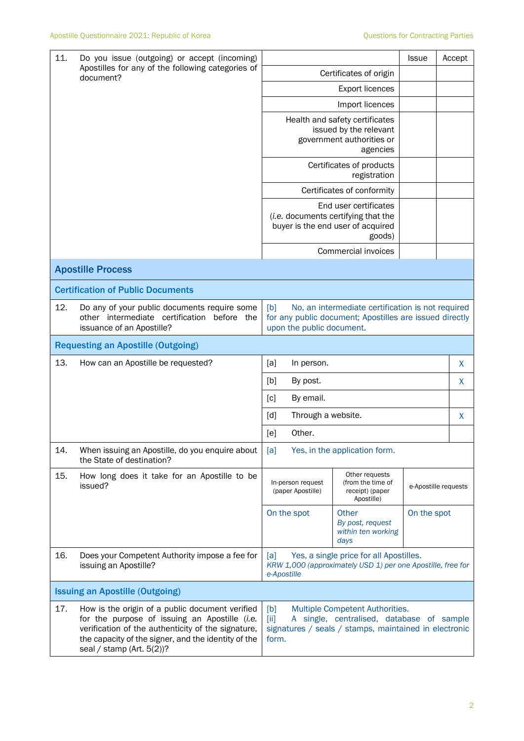| | | | | |
|---|---|---|---|---|
| 11. | Do you issue (outgoing) or accept (incoming) Apostilles for any of the following categories of document? | | Issue | Accept |
| | | Certificates of origin | | |
| | | Export licences | | |
| | | Import licences | | |
| | | Health and safety certificates issued by the relevant government authorities or agencies | | |
| | | Certificates of products registration | | |
| | | Certificates of conformity | | |
| | | End user certificates (*i.e.* documents certifying that the buyer is the end user of acquired goods) | | |
| | | Commercial invoices | | |

## Apostille Process

### Certification of Public Documents

| | | |
|---|---|---|
| 12. | Do any of your public documents require some other intermediate certification before the issuance of an Apostille? | [b] No, an intermediate certification is not required for any public document; Apostilles are issued directly upon the public document. |

### Requesting an Apostille (Outgoing)

| | | | |
|---|---|---|---|
| 13. | How can an Apostille be requested? | [a] In person. | X |
| | | [b] By post. | X |
| | | [c] By email. | |
| | | [d] Through a website. | X |
| | | [e] Other. | |
| 14. | When issuing an Apostille, do you enquire about the State of destination? | [a] Yes, in the application form. | |

| | | | | |
|---|---|---|---|---|
| 15. | How long does it take for an Apostille to be issued? | In-person request (paper Apostille) | Other requests (from the time of receipt) (paper Apostille) | e-Apostille requests |
| | | On the spot | Other *By post, request within ten working days* | On the spot |
| 16. | Does your Competent Authority impose a fee for issuing an Apostille? | [a] Yes, a single price for all Apostilles. *KRW 1,000 (approximately USD 1) per one Apostille, free for e-Apostille* | | |

### Issuing an Apostille (Outgoing)

| | | |
|---|---|---|
| 17. | How is the origin of a public document verified for the purpose of issuing an Apostille (*i.e.* verification of the authenticity of the signature, the capacity of the signer, and the identity of the seal / stamp (Art. 5(2))? | [b] Multiple Competent Authorities.<br>[ii] A single, centralised, database of sample signatures / seals / stamps, maintained in electronic form. |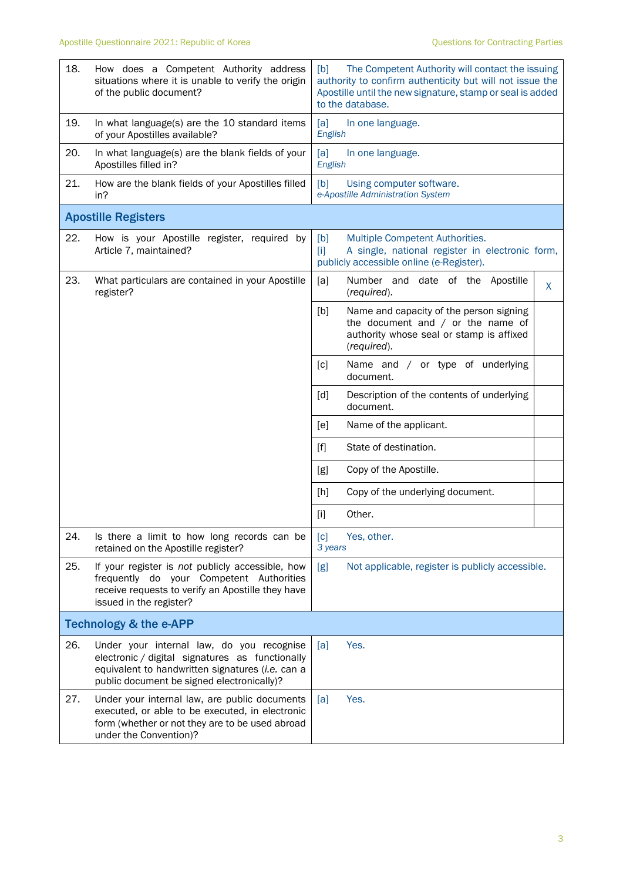| | | | |
|---|---|---|---|
| 18. | How does a Competent Authority address situations where it is unable to verify the origin of the public document? | [b] The Competent Authority will contact the issuing authority to confirm authenticity but will not issue the Apostille until the new signature, stamp or seal is added to the database. | |
| 19. | In what language(s) are the 10 standard items of your Apostilles available? | [a] In one language.<br>*English* | |
| 20. | In what language(s) are the blank fields of your Apostilles filled in? | [a] In one language.<br>*English* | |
| 21. | How are the blank fields of your Apostilles filled in? | [b] Using computer software.<br>*e-Apostille Administration System* | |
| **Apostille Registers** | | | |
| 22. | How is your Apostille register, required by Article 7, maintained? | [b] Multiple Competent Authorities.<br>[i] A single, national register in electronic form, publicly accessible online (e-Register). | |
| 23. | What particulars are contained in your Apostille register? | [a] Number and date of the Apostille (*required*). | X |
| | | [b] Name and capacity of the person signing the document and / or the name of authority whose seal or stamp is affixed (*required*). | |
| | | [c] Name and / or type of underlying document. | |
| | | [d] Description of the contents of underlying document. | |
| | | [e] Name of the applicant. | |
| | | [f] State of destination. | |
| | | [g] Copy of the Apostille. | |
| | | [h] Copy of the underlying document. | |
| | | [i] Other. | |
| 24. | Is there a limit to how long records can be retained on the Apostille register? | [c] Yes, other.<br>*3 years* | |
| 25. | If your register is *not* publicly accessible, how frequently do your Competent Authorities receive requests to verify an Apostille they have issued in the register? | [g] Not applicable, register is publicly accessible. | |
| **Technology & the e-APP** | | | |
| 26. | Under your internal law, do you recognise electronic / digital signatures as functionally equivalent to handwritten signatures (*i.e.* can a public document be signed electronically)? | [a] Yes. | |
| 27. | Under your internal law, are public documents executed, or able to be executed, in electronic form (whether or not they are to be used abroad under the Convention)? | [a] Yes. | |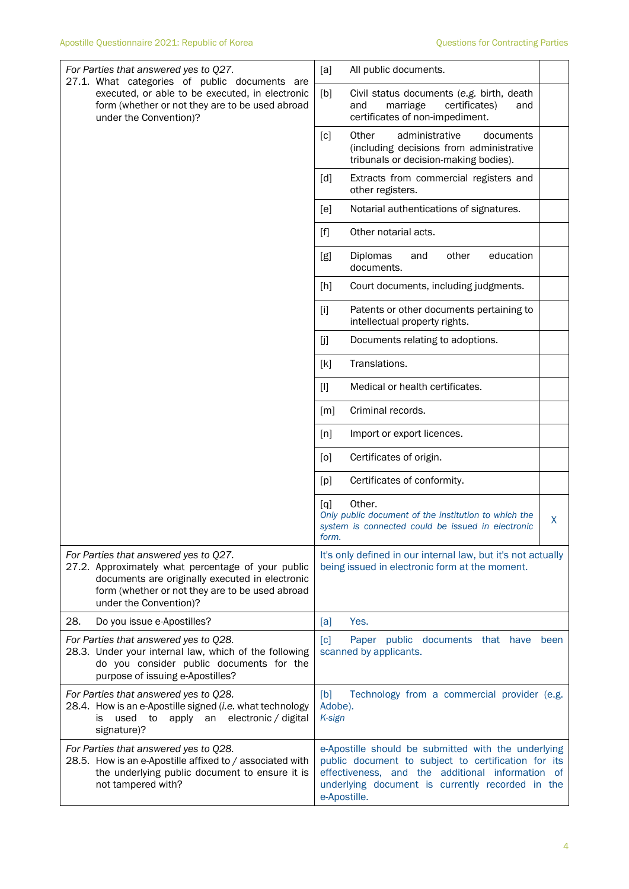| Question | Response | |
|---|---|---|
| *For Parties that answered yes to Q27.*<br>27.1. What categories of public documents are executed, or able to be executed, in electronic form (whether or not they are to be used abroad under the Convention)? | [a] All public documents. | |
| | [b] Civil status documents (*e.g.* birth, death and marriage certificates) and certificates of non-impediment. | |
| | [c] Other administrative documents (including decisions from administrative tribunals or decision-making bodies). | |
| | [d] Extracts from commercial registers and other registers. | |
| | [e] Notarial authentications of signatures. | |
| | [f] Other notarial acts. | |
| | [g] Diplomas and other education documents. | |
| | [h] Court documents, including judgments. | |
| | [i] Patents or other documents pertaining to intellectual property rights. | |
| | [j] Documents relating to adoptions. | |
| | [k] Translations. | |
| | [l] Medical or health certificates. | |
| | [m] Criminal records. | |
| | [n] Import or export licences. | |
| | [o] Certificates of origin. | |
| | [p] Certificates of conformity. | |
| | [q] Other.<br>*Only public document of the institution to which the system is connected could be issued in electronic form.* | X |
| *For Parties that answered yes to Q27.*<br>27.2. Approximately what percentage of your public documents are originally executed in electronic form (whether or not they are to be used abroad under the Convention)? | It's only defined in our internal law, but it's not actually being issued in electronic form at the moment. | |
| 28. Do you issue e-Apostilles? | [a] Yes. | |
| *For Parties that answered yes to Q28.*<br>28.3. Under your internal law, which of the following do you consider public documents for the purpose of issuing e-Apostilles? | [c] Paper public documents that have been scanned by applicants. | |
| *For Parties that answered yes to Q28.*<br>28.4. How is an e-Apostille signed (*i.e.* what technology is used to apply an electronic / digital signature)? | [b] Technology from a commercial provider (e.g. Adobe).<br>*K-sign* | |
| *For Parties that answered yes to Q28.*<br>28.5. How is an e-Apostille affixed to / associated with the underlying public document to ensure it is not tampered with? | e-Apostille should be submitted with the underlying public document to subject to certification for its effectiveness, and the additional information of underlying document is currently recorded in the e-Apostille. | |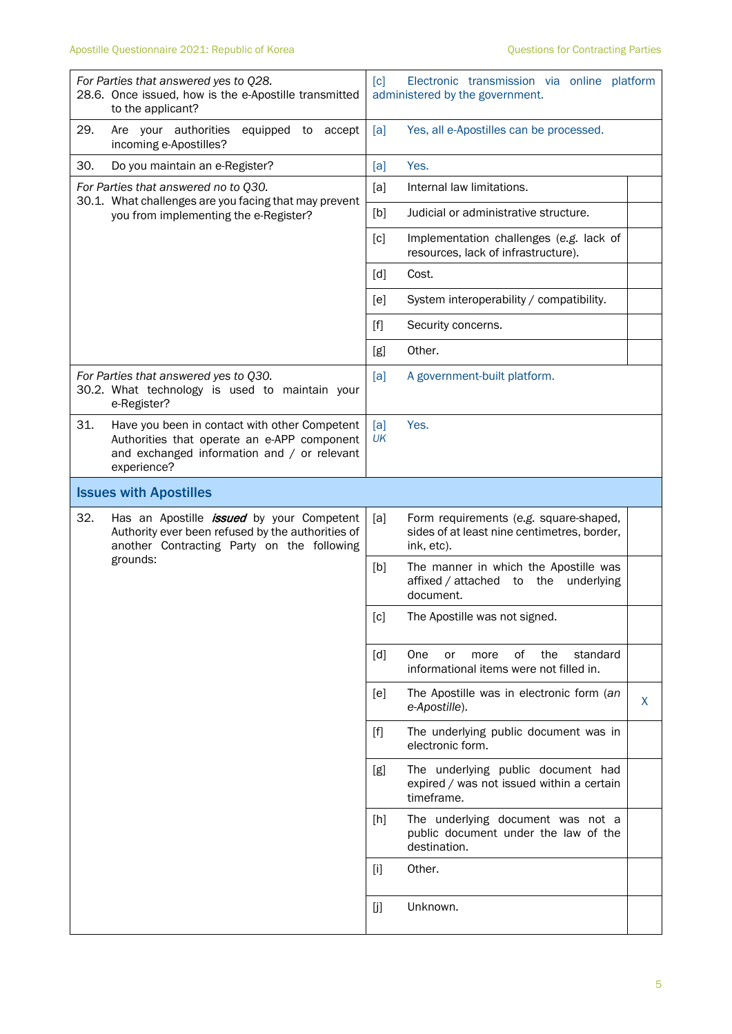| | | | |
|---|---|---|---|
| *For Parties that answered yes to Q28.* 28.6. Once issued, how is the e-Apostille transmitted to the applicant? | [c] | Electronic transmission via online platform administered by the government. | |
| 29. Are your authorities equipped to accept incoming e-Apostilles? | [a] | Yes, all e-Apostilles can be processed. | |
| 30. Do you maintain an e-Register? | [a] | Yes. | |
| *For Parties that answered no to Q30.* 30.1. What challenges are you facing that may prevent you from implementing the e-Register? | [a] | Internal law limitations. | |
| | [b] | Judicial or administrative structure. | |
| | [c] | Implementation challenges (*e.g.* lack of resources, lack of infrastructure). | |
| | [d] | Cost. | |
| | [e] | System interoperability / compatibility. | |
| | [f] | Security concerns. | |
| | [g] | Other. | |
| *For Parties that answered yes to Q30.* 30.2. What technology is used to maintain your e-Register? | [a] | A government-built platform. | |
| 31. Have you been in contact with other Competent Authorities that operate an e-APP component and exchanged information and / or relevant experience? | [a] *UK* | Yes. | |
| **Issues with Apostilles** | | | |
| 32. Has an Apostille ***issued*** by your Competent Authority ever been refused by the authorities of another Contracting Party on the following grounds: | [a] | Form requirements (*e.g.* square-shaped, sides of at least nine centimetres, border, ink, etc). | |
| | [b] | The manner in which the Apostille was affixed / attached to the underlying document. | |
| | [c] | The Apostille was not signed. | |
| | [d] | One or more of the standard informational items were not filled in. | |
| | [e] | The Apostille was in electronic form (*an e-Apostille*). | X |
| | [f] | The underlying public document was in electronic form. | |
| | [g] | The underlying public document had expired / was not issued within a certain timeframe. | |
| | [h] | The underlying document was not a public document under the law of the destination. | |
| | [i] | Other. | |
| | [j] | Unknown. | |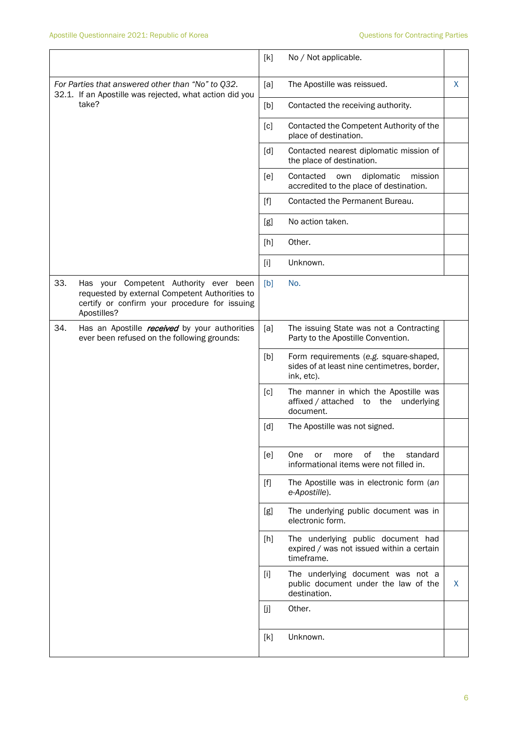| | | | |
|---|---|---|---|
| | [k] | No / Not applicable. | |
| *For Parties that answered other than "No" to Q32.* 32.1. If an Apostille was rejected, what action did you take? | [a] | The Apostille was reissued. | X |
| | [b] | Contacted the receiving authority. | |
| | [c] | Contacted the Competent Authority of the place of destination. | |
| | [d] | Contacted nearest diplomatic mission of the place of destination. | |
| | [e] | Contacted own diplomatic mission accredited to the place of destination. | |
| | [f] | Contacted the Permanent Bureau. | |
| | [g] | No action taken. | |
| | [h] | Other. | |
| | [i] | Unknown. | |
| 33. Has your Competent Authority ever been requested by external Competent Authorities to certify or confirm your procedure for issuing Apostilles? | [b] | No. | |
| 34. Has an Apostille ***received*** by your authorities ever been refused on the following grounds: | [a] | The issuing State was not a Contracting Party to the Apostille Convention. | |
| | [b] | Form requirements (*e.g.* square-shaped, sides of at least nine centimetres, border, ink, etc). | |
| | [c] | The manner in which the Apostille was affixed / attached to the underlying document. | |
| | [d] | The Apostille was not signed. | |
| | [e] | One or more of the standard informational items were not filled in. | |
| | [f] | The Apostille was in electronic form (*an e-Apostille*). | |
| | [g] | The underlying public document was in electronic form. | |
| | [h] | The underlying public document had expired / was not issued within a certain timeframe. | |
| | [i] | The underlying document was not a public document under the law of the destination. | X |
| | [j] | Other. | |
| | [k] | Unknown. | |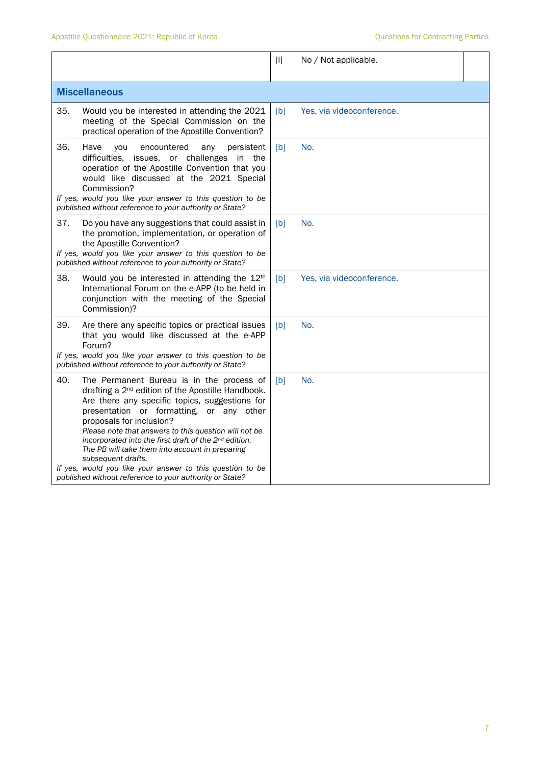| | | | |
|---|---|---|---|
| | [l] | No / Not applicable. | |

## Miscellaneous

| | | |
|---|---|---|
| 35. Would you be interested in attending the 2021 meeting of the Special Commission on the practical operation of the Apostille Convention? | [b] | Yes, via videoconference. |
| 36. Have you encountered any persistent difficulties, issues, or challenges in the operation of the Apostille Convention that you would like discussed at the 2021 Special Commission?<br>*If yes, would you like your answer to this question to be published without reference to your authority or State?* | [b] | No. |
| 37. Do you have any suggestions that could assist in the promotion, implementation, or operation of the Apostille Convention?<br>*If yes, would you like your answer to this question to be published without reference to your authority or State?* | [b] | No. |
| 38. Would you be interested in attending the 12th International Forum on the e-APP (to be held in conjunction with the meeting of the Special Commission)? | [b] | Yes, via videoconference. |
| 39. Are there any specific topics or practical issues that you would like discussed at the e-APP Forum?<br>*If yes, would you like your answer to this question to be published without reference to your authority or State?* | [b] | No. |
| 40. The Permanent Bureau is in the process of drafting a 2nd edition of the Apostille Handbook. Are there any specific topics, suggestions for presentation or formatting, or any other proposals for inclusion?<br>*Please note that answers to this question will not be incorporated into the first draft of the 2nd edition. The PB will take them into account in preparing subsequent drafts.*<br>*If yes, would you like your answer to this question to be published without reference to your authority or State?* | [b] | No. |